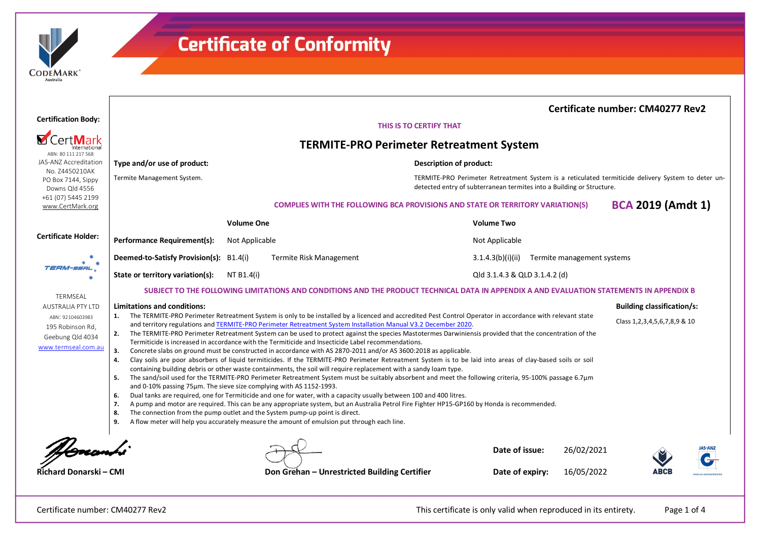# Certificate of Conformity

**Certification Body:**

CertMark International
ABN: 80 111 217 568
JAS-ANZ Accreditation No. Z4450210AK
PO Box 7144, Sippy Downs Qld 4556
+61 (07) 5445 2199
www.CertMark.org

**Certificate Holder:**

TERMSEAL AUSTRALIA PTY LTD
ABN: 92104603983
195 Robinson Rd, Geebung Qld 4034
www.termseal.com.au

## Certificate number: CM40277 Rev2

THIS IS TO CERTIFY THAT

## TERMITE-PRO Perimeter Retreatment System

**Type and/or use of product:**

Termite Management System.

**Description of product:**

TERMITE-PRO Perimeter Retreatment System is a reticulated termiticide delivery System to deter un-detected entry of subterranean termites into a Building or Structure.

**COMPLIES WITH THE FOLLOWING BCA PROVISIONS AND STATE OR TERRITORY VARIATION(S)** **BCA 2019 (Amdt 1)**

| | Volume One | | Volume Two | |
|---|---|---|---|---|
| **Performance Requirement(s):** | Not Applicable | | Not Applicable | |
| **Deemed-to-Satisfy Provision(s):** | B1.4(i) | Termite Risk Management | 3.1.4.3(b)(i)(ii) | Termite management systems |
| **State or territory variation(s):** | NT B1.4(i) | | Qld 3.1.4.3 & QLD 3.1.4.2 (d) | |

**SUBJECT TO THE FOLLOWING LIMITATIONS AND CONDITIONS AND THE PRODUCT TECHNICAL DATA IN APPENDIX A AND EVALUATION STATEMENTS IN APPENDIX B**

**Limitations and conditions:**

1. The TERMITE-PRO Perimeter Retreatment System is only to be installed by a licenced and accredited Pest Control Operator in accordance with relevant state and territory regulations and TERMITE-PRO Perimeter Retreatment System Installation Manual V3.2 December 2020.
2. The TERMITE-PRO Perimeter Retreatment System can be used to protect against the species Mastotermes Darwiniensis provided that the concentration of the Termiticide is increased in accordance with the Termiticide and Insecticide Label recommendations.
3. Concrete slabs on ground must be constructed in accordance with AS 2870-2011 and/or AS 3600:2018 as applicable.
4. Clay soils are poor absorbers of liquid termiticides. If the TERMITE-PRO Perimeter Retreatment System is to be laid into areas of clay-based soils or soil containing building debris or other waste containments, the soil will require replacement with a sandy loam type.
5. The sand/soil used for the TERMITE-PRO Perimeter Retreatment System must be suitably absorbent and meet the following criteria, 95-100% passage 6.7µm and 0-10% passing 75µm. The sieve size complying with AS 1152-1993.
6. Dual tanks are required, one for Termiticide and one for water, with a capacity usually between 100 and 400 litres.
7. A pump and motor are required. This can be any appropriate system, but an Australia Petrol Fire Fighter HP15-GP160 by Honda is recommended.
8. The connection from the pump outlet and the System pump-up point is direct.
9. A flow meter will help you accurately measure the amount of emulsion put through each line.

**Building classification/s:**

Class 1,2,3,4,5,6,7,8,9 & 10

**Richard Donarski – CMI**

**Don Grehan – Unrestricted Building Certifier**

**Date of issue:** 26/02/2021

**Date of expiry:** 16/05/2022

Certificate number: CM40277 Rev2

This certificate is only valid when reproduced in its entirety.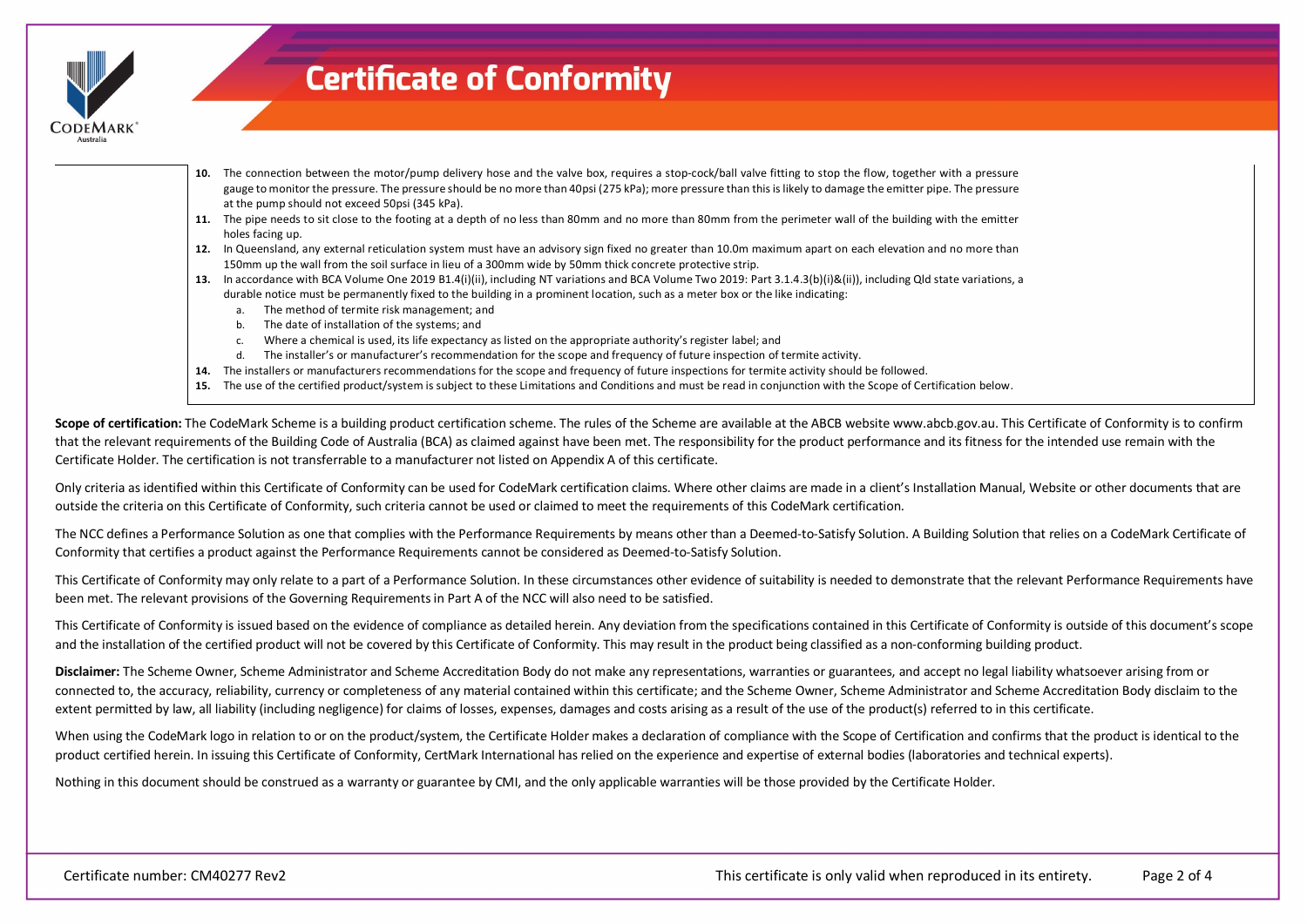# Certificate of Conformity

10. The connection between the motor/pump delivery hose and the valve box, requires a stop-cock/ball valve fitting to stop the flow, together with a pressure gauge to monitor the pressure. The pressure should be no more than 40psi (275 kPa); more pressure than this is likely to damage the emitter pipe. The pressure at the pump should not exceed 50psi (345 kPa).
11. The pipe needs to sit close to the footing at a depth of no less than 80mm and no more than 80mm from the perimeter wall of the building with the emitter holes facing up.
12. In Queensland, any external reticulation system must have an advisory sign fixed no greater than 10.0m maximum apart on each elevation and no more than 150mm up the wall from the soil surface in lieu of a 300mm wide by 50mm thick concrete protective strip.
13. In accordance with BCA Volume One 2019 B1.4(i)(ii), including NT variations and BCA Volume Two 2019: Part 3.1.4.3(b)(i)&(ii)), including Qld state variations, a durable notice must be permanently fixed to the building in a prominent location, such as a meter box or the like indicating:
    a. The method of termite risk management; and
    b. The date of installation of the systems; and
    c. Where a chemical is used, its life expectancy as listed on the appropriate authority's register label; and
    d. The installer's or manufacturer's recommendation for the scope and frequency of future inspection of termite activity.
14. The installers or manufacturers recommendations for the scope and frequency of future inspections for termite activity should be followed.
15. The use of the certified product/system is subject to these Limitations and Conditions and must be read in conjunction with the Scope of Certification below.

**Scope of certification:** The CodeMark Scheme is a building product certification scheme. The rules of the Scheme are available at the ABCB website www.abcb.gov.au. This Certificate of Conformity is to confirm that the relevant requirements of the Building Code of Australia (BCA) as claimed against have been met. The responsibility for the product performance and its fitness for the intended use remain with the Certificate Holder. The certification is not transferrable to a manufacturer not listed on Appendix A of this certificate.

Only criteria as identified within this Certificate of Conformity can be used for CodeMark certification claims. Where other claims are made in a client's Installation Manual, Website or other documents that are outside the criteria on this Certificate of Conformity, such criteria cannot be used or claimed to meet the requirements of this CodeMark certification.

The NCC defines a Performance Solution as one that complies with the Performance Requirements by means other than a Deemed-to-Satisfy Solution. A Building Solution that relies on a CodeMark Certificate of Conformity that certifies a product against the Performance Requirements cannot be considered as Deemed-to-Satisfy Solution.

This Certificate of Conformity may only relate to a part of a Performance Solution. In these circumstances other evidence of suitability is needed to demonstrate that the relevant Performance Requirements have been met. The relevant provisions of the Governing Requirements in Part A of the NCC will also need to be satisfied.

This Certificate of Conformity is issued based on the evidence of compliance as detailed herein. Any deviation from the specifications contained in this Certificate of Conformity is outside of this document's scope and the installation of the certified product will not be covered by this Certificate of Conformity. This may result in the product being classified as a non-conforming building product.

**Disclaimer:** The Scheme Owner, Scheme Administrator and Scheme Accreditation Body do not make any representations, warranties or guarantees, and accept no legal liability whatsoever arising from or connected to, the accuracy, reliability, currency or completeness of any material contained within this certificate; and the Scheme Owner, Scheme Administrator and Scheme Accreditation Body disclaim to the extent permitted by law, all liability (including negligence) for claims of losses, expenses, damages and costs arising as a result of the use of the product(s) referred to in this certificate.

When using the CodeMark logo in relation to or on the product/system, the Certificate Holder makes a declaration of compliance with the Scope of Certification and confirms that the product is identical to the product certified herein. In issuing this Certificate of Conformity, CertMark International has relied on the experience and expertise of external bodies (laboratories and technical experts).

Nothing in this document should be construed as a warranty or guarantee by CMI, and the only applicable warranties will be those provided by the Certificate Holder.

Certificate number: CM40277 Rev2 — This certificate is only valid when reproduced in its entirety.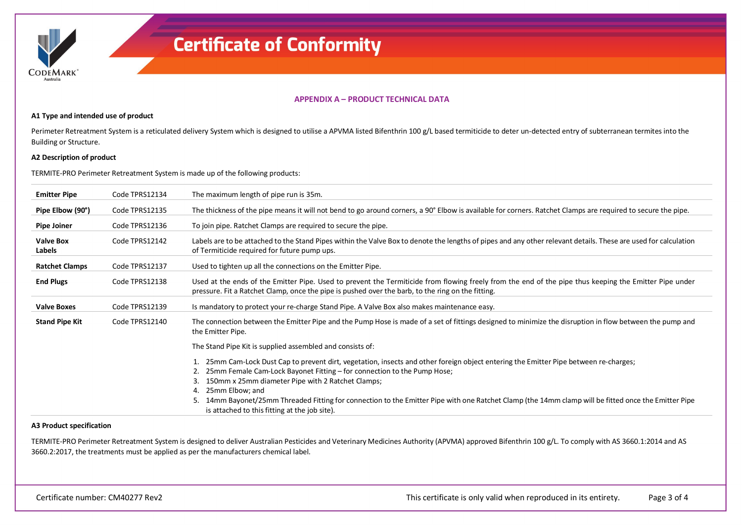# Certificate of Conformity

## APPENDIX A – PRODUCT TECHNICAL DATA

### A1 Type and intended use of product

Perimeter Retreatment System is a reticulated delivery System which is designed to utilise a APVMA listed Bifenthrin 100 g/L based termiticide to deter un-detected entry of subterranean termites into the Building or Structure.

### A2 Description of product

TERMITE-PRO Perimeter Retreatment System is made up of the following products:

| | | |
|---|---|---|
| **Emitter Pipe** | Code TPRS12134 | The maximum length of pipe run is 35m. |
| **Pipe Elbow (90°)** | Code TPRS12135 | The thickness of the pipe means it will not bend to go around corners, a 90° Elbow is available for corners. Ratchet Clamps are required to secure the pipe. |
| **Pipe Joiner** | Code TPRS12136 | To join pipe. Ratchet Clamps are required to secure the pipe. |
| **Valve Box Labels** | Code TPRS12142 | Labels are to be attached to the Stand Pipes within the Valve Box to denote the lengths of pipes and any other relevant details. These are used for calculation of Termiticide required for future pump ups. |
| **Ratchet Clamps** | Code TPRS12137 | Used to tighten up all the connections on the Emitter Pipe. |
| **End Plugs** | Code TPRS12138 | Used at the ends of the Emitter Pipe. Used to prevent the Termiticide from flowing freely from the end of the pipe thus keeping the Emitter Pipe under pressure. Fit a Ratchet Clamp, once the pipe is pushed over the barb, to the ring on the fitting. |
| **Valve Boxes** | Code TPRS12139 | Is mandatory to protect your re-charge Stand Pipe. A Valve Box also makes maintenance easy. |
| **Stand Pipe Kit** | Code TPRS12140 | The connection between the Emitter Pipe and the Pump Hose is made of a set of fittings designed to minimize the disruption in flow between the pump and the Emitter Pipe.<br><br>The Stand Pipe Kit is supplied assembled and consists of:<br><br>1. 25mm Cam-Lock Dust Cap to prevent dirt, vegetation, insects and other foreign object entering the Emitter Pipe between re-charges;<br>2. 25mm Female Cam-Lock Bayonet Fitting – for connection to the Pump Hose;<br>3. 150mm x 25mm diameter Pipe with 2 Ratchet Clamps;<br>4. 25mm Elbow; and<br>5. 14mm Bayonet/25mm Threaded Fitting for connection to the Emitter Pipe with one Ratchet Clamp (the 14mm clamp will be fitted once the Emitter Pipe is attached to this fitting at the job site). |

### A3 Product specification

TERMITE-PRO Perimeter Retreatment System is designed to deliver Australian Pesticides and Veterinary Medicines Authority (APVMA) approved Bifenthrin 100 g/L. To comply with AS 3660.1:2014 and AS 3660.2:2017, the treatments must be applied as per the manufacturers chemical label.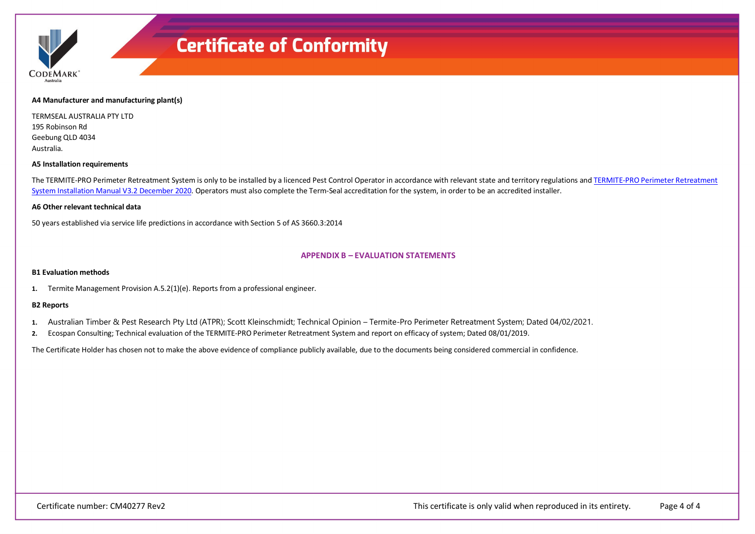#### A4 Manufacturer and manufacturing plant(s)

TERMSEAL AUSTRALIA PTY LTD
195 Robinson Rd
Geebung QLD 4034
Australia.

#### A5 Installation requirements

The TERMITE-PRO Perimeter Retreatment System is only to be installed by a licenced Pest Control Operator in accordance with relevant state and territory regulations and TERMITE-PRO Perimeter Retreatment System Installation Manual V3.2 December 2020. Operators must also complete the Term-Seal accreditation for the system, in order to be an accredited installer.

#### A6 Other relevant technical data

50 years established via service life predictions in accordance with Section 5 of AS 3660.3:2014

## APPENDIX B – EVALUATION STATEMENTS

#### B1 Evaluation methods

1. Termite Management Provision A.5.2(1)(e). Reports from a professional engineer.

#### B2 Reports

1. Australian Timber & Pest Research Pty Ltd (ATPR); Scott Kleinschmidt; Technical Opinion – Termite-Pro Perimeter Retreatment System; Dated 04/02/2021.
2. Ecospan Consulting; Technical evaluation of the TERMITE-PRO Perimeter Retreatment System and report on efficacy of system; Dated 08/01/2019.

The Certificate Holder has chosen not to make the above evidence of compliance publicly available, due to the documents being considered commercial in confidence.